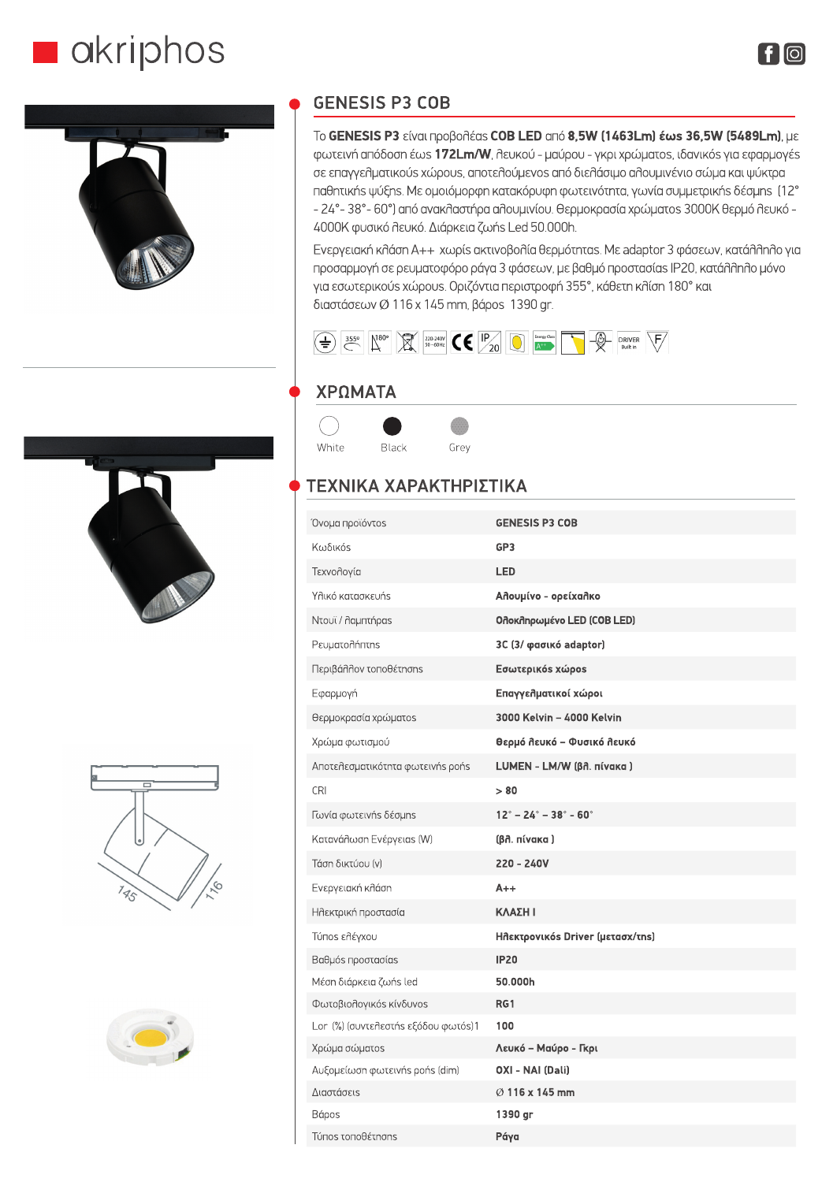akriphos

## GENESIS P3 COB

Το **GENESIS P3** είναι προβολέας **COB LED** από **8,5W (1463Lm) έως 36,5W (5489Lm)**, με φωτεινή απόδοση έως **172Lm/W**, λευκού - μαύρου - γκρι χρώματος, ιδανικός για εφαρμογές σε επαγγελματικούς χώρους, αποτελούμενος από διελάσιμο αλουμινένιο σώμα και ψύκτρα παθητικής ψύξης. Με ομοιόμορφη κατακόρυφη φωτεινότητα, γωνία συμμετρικής δέσμης (12° - 24°- 38°- 60°) από ανακλαστήρα αλουμινίου. Θερμοκρασία χρώματος 3000K θερμό λευκό - 4000K φυσικό λευκό. Διάρκεια ζωής Led 50.000h.

Ενεργειακή κλάση A++ χωρίς ακτινοβολία θερμότητας. Με adaptor 3 φάσεων, κατάλληλο για προσαρμογή σε ρευματοφόρο ράγα 3 φάσεων, με βαθμό προστασίας IP20, κατάλληλο μόνο για εσωτερικούς χώρους. Οριζόντια περιστροφή 355°, κάθετη κλίση 180° και διαστάσεων Ø 116 x 145 mm, βάρος 1390 gr.

## ΧΡΩΜΑΤΑ

White | Black | Grey

## ΤΕΧΝΙΚΑ ΧΑΡΑΚΤΗΡΙΣΤΙΚΑ

| | |
|---|---|
| Όνομα προϊόντος | **GENESIS P3 COB** |
| Κωδικός | **GP3** |
| Τεχνολογία | **LED** |
| Υλικό κατασκευής | **Αλουμίνιο - ορείχαλκο** |
| Ντουί / λαμπτήρας | **Ολοκληρωμένο LED (COB LED)** |
| Ρευματολήπτης | **3C (3/ φασικό adaptor)** |
| Περιβάλλον τοποθέτησης | **Εσωτερικός χώρος** |
| Εφαρμογή | **Επαγγελματικοί χώροι** |
| Θερμοκρασία χρώματος | **3000 Kelvin – 4000 Kelvin** |
| Χρώμα φωτισμού | **Θερμό λευκό – Φυσικό λευκό** |
| Αποτελεσματικότητα φωτεινής ροής | **LUMEN - LM/W (βλ. πίνακα )** |
| CRI | **> 80** |
| Γωνία φωτεινής δέσμης | **12° – 24° – 38° - 60°** |
| Κατανάλωση Ενέργειας (W) | **(βλ. πίνακα )** |
| Τάση δικτύου (v) | **220 - 240V** |
| Ενεργειακή κλάση | **A++** |
| Ηλεκτρική προστασία | **ΚΛΑΣΗ Ι** |
| Τύπος ελέγχου | **Ηλεκτρονικός Driver (μετασχ/της)** |
| Βαθμός προστασίας | **IP20** |
| Μέση διάρκεια ζωής led | **50.000h** |
| Φωτοβιολογικός κίνδυνος | **RG1** |
| Lor (%) (συντελεστής εξόδου φωτός)1 | **100** |
| Χρώμα σώματος | **Λευκό – Μαύρο - Γκρι** |
| Αυξομείωση φωτεινής ροής (dim) | **ΟΧΙ - ΝΑΙ (Dali)** |
| Διαστάσεις | **Ø 116 x 145 mm** |
| Βάρος | **1390 gr** |
| Τύπος τοποθέτησης | **Ράγα** |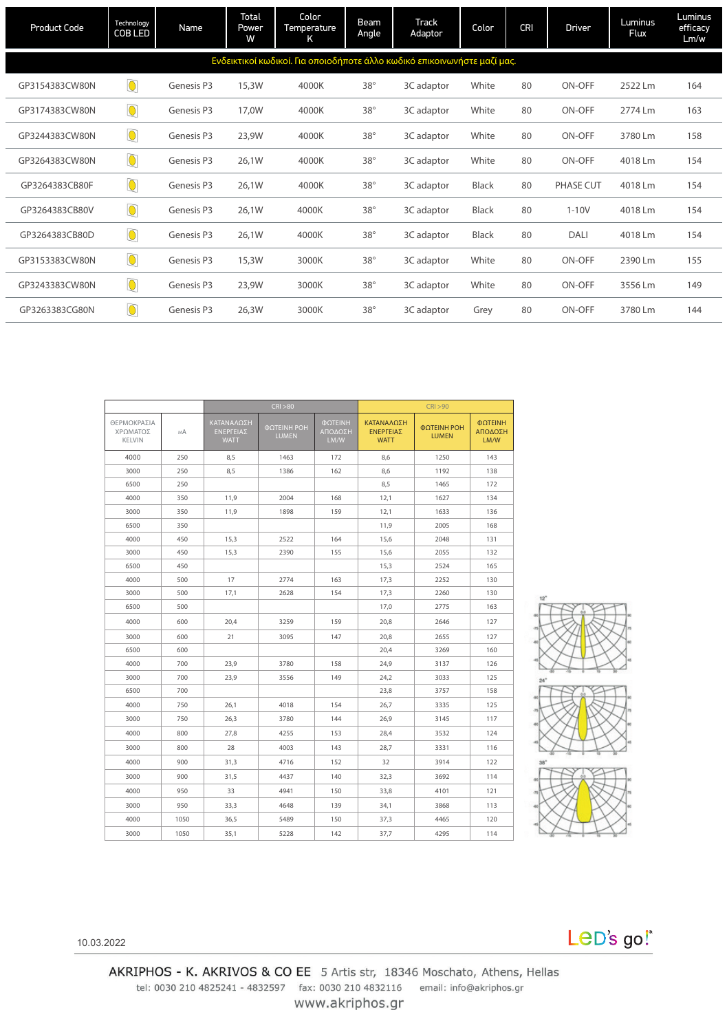| Product Code | Technology COB LED | Name | Total Power W | Color Temperature K | Beam Angle | Track Adaptor | Color | CRI | Driver | Luminus Flux | Luminus efficacy Lm/w |
|---|---|---|---|---|---|---|---|---|---|---|---|
| Ενδεικτικοί κωδικοί. Για οποιοδήποτε άλλο κωδικό επικοινωνήστε μαζί μας. | | | | | | | | | | | |
| GP3154383CW80N | | Genesis P3 | 15,3W | 4000K | 38° | 3C adaptor | White | 80 | ON-OFF | 2522 Lm | 164 |
| GP3174383CW80N | | Genesis P3 | 17,0W | 4000K | 38° | 3C adaptor | White | 80 | ON-OFF | 2774 Lm | 163 |
| GP3244383CW80N | | Genesis P3 | 23,9W | 4000K | 38° | 3C adaptor | White | 80 | ON-OFF | 3780 Lm | 158 |
| GP3264383CW80N | | Genesis P3 | 26,1W | 4000K | 38° | 3C adaptor | White | 80 | ON-OFF | 4018 Lm | 154 |
| GP3264383CB80F | | Genesis P3 | 26,1W | 4000K | 38° | 3C adaptor | Black | 80 | PHASE CUT | 4018 Lm | 154 |
| GP3264383CB80V | | Genesis P3 | 26,1W | 4000K | 38° | 3C adaptor | Black | 80 | 1-10V | 4018 Lm | 154 |
| GP3264383CB80D | | Genesis P3 | 26,1W | 4000K | 38° | 3C adaptor | Black | 80 | DALI | 4018 Lm | 154 |
| GP3153383CW80N | | Genesis P3 | 15,3W | 3000K | 38° | 3C adaptor | White | 80 | ON-OFF | 2390 Lm | 155 |
| GP3243383CW80N | | Genesis P3 | 23,9W | 3000K | 38° | 3C adaptor | White | 80 | ON-OFF | 3556 Lm | 149 |
| GP3263383CG80N | | Genesis P3 | 26,3W | 3000K | 38° | 3C adaptor | Grey | 80 | ON-OFF | 3780 Lm | 144 |

| | | CRI >80 | | | CRI >90 | | |
|---|---|---|---|---|---|---|---|
| ΘΕΡΜΟΚΡΑΣΙΑ ΧΡΩΜΑΤΟΣ KELVIN | MA | ΚΑΤΑΝΑΛΩΣΗ ΕΝΕΡΓΕΙΑΣ WATT | ΦΩΤΕΙΝΗ ΡΟΗ LUMEN | ΦΩΤΕΙΝΗ ΑΠΟΔΟΣΗ LM/W | ΚΑΤΑΝΑΛΩΣΗ ΕΝΕΡΓΕΙΑΣ WATT | ΦΩΤΕΙΝΗ ΡΟΗ LUMEN | ΦΩΤΕΙΝΗ ΑΠΟΔΟΣΗ LM/W |
| 4000 | 250 | 8,5 | 1463 | 172 | 8,6 | 1250 | 143 |
| 3000 | 250 | 8,5 | 1386 | 162 | 8,6 | 1192 | 138 |
| 6500 | 250 | | | | 8,5 | 1465 | 172 |
| 4000 | 350 | 11,9 | 2004 | 168 | 12,1 | 1627 | 134 |
| 3000 | 350 | 11,9 | 1898 | 159 | 12,1 | 1633 | 136 |
| 6500 | 350 | | | | 11,9 | 2005 | 168 |
| 4000 | 450 | 15,3 | 2522 | 164 | 15,6 | 2048 | 131 |
| 3000 | 450 | 15,3 | 2390 | 155 | 15,6 | 2055 | 132 |
| 6500 | 450 | | | | 15,3 | 2524 | 165 |
| 4000 | 500 | 17 | 2774 | 163 | 17,3 | 2252 | 130 |
| 3000 | 500 | 17,1 | 2628 | 154 | 17,3 | 2260 | 130 |
| 6500 | 500 | | | | 17,0 | 2775 | 163 |
| 4000 | 600 | 20,4 | 3259 | 159 | 20,8 | 2646 | 127 |
| 3000 | 600 | 21 | 3095 | 147 | 20,8 | 2655 | 127 |
| 6500 | 600 | | | | 20,4 | 3269 | 160 |
| 4000 | 700 | 23,9 | 3780 | 158 | 24,9 | 3137 | 126 |
| 3000 | 700 | 23,9 | 3556 | 149 | 24,2 | 3033 | 125 |
| 6500 | 700 | | | | 23,8 | 3757 | 158 |
| 4000 | 750 | 26,1 | 4018 | 154 | 26,7 | 3335 | 125 |
| 3000 | 750 | 26,3 | 3780 | 144 | 26,9 | 3145 | 117 |
| 4000 | 800 | 27,8 | 4255 | 153 | 28,4 | 3532 | 124 |
| 3000 | 800 | 28 | 4003 | 143 | 28,7 | 3331 | 116 |
| 4000 | 900 | 31,3 | 4716 | 152 | 32 | 3914 | 122 |
| 3000 | 900 | 31,5 | 4437 | 140 | 32,3 | 3692 | 114 |
| 4000 | 950 | 33 | 4941 | 150 | 33,8 | 4101 | 121 |
| 3000 | 950 | 33,3 | 4648 | 139 | 34,1 | 3868 | 113 |
| 4000 | 1050 | 36,5 | 5489 | 150 | 37,3 | 4465 | 120 |
| 3000 | 1050 | 35,1 | 5228 | 142 | 37,7 | 4295 | 114 |

12°

24°

38°

10.03.2022

LeD's go!

AKRIPHOS - K. AKRIVOS & CO EE 5 Artis str, 18346 Moschato, Athens, Hellas

tel: 0030 210 4825241 - 4832597 fax: 0030 210 4832116 email: info@akriphos.gr

www.akriphos.gr